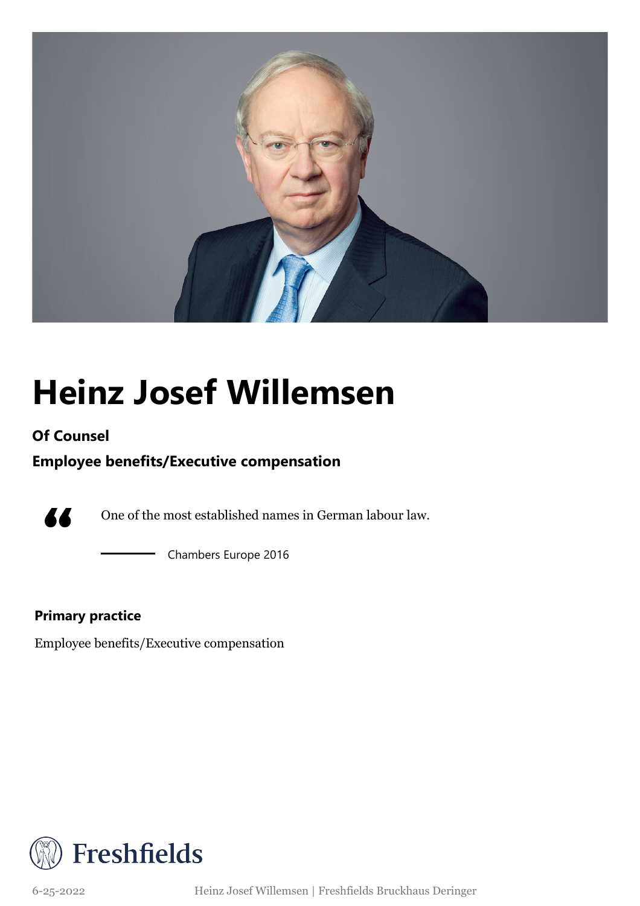# Heinz Josef Willemsen

**Of Counsel**

**Employee benefits/Executive compensation**

> One of the most established names in German labour law.
>
> — Chambers Europe 2016

**Primary practice**

Employee benefits/Executive compensation

Freshfields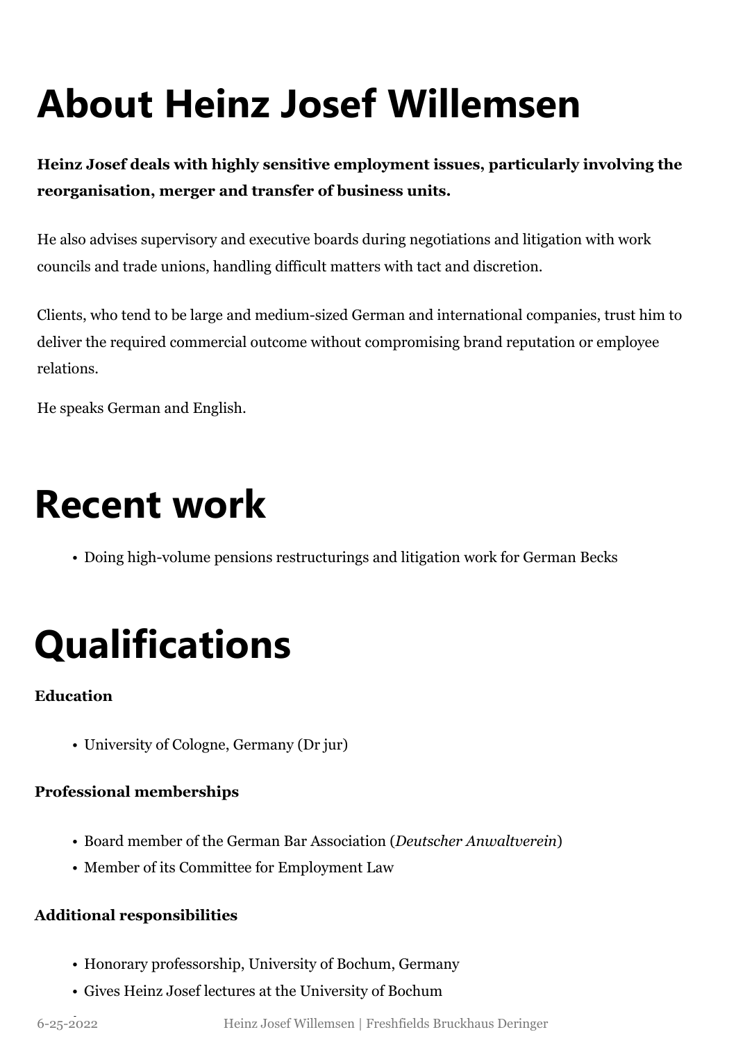# About Heinz Josef Willemsen

**Heinz Josef deals with highly sensitive employment issues, particularly involving the reorganisation, merger and transfer of business units.**

He also advises supervisory and executive boards during negotiations and litigation with work councils and trade unions, handling difficult matters with tact and discretion.

Clients, who tend to be large and medium-sized German and international companies, trust him to deliver the required commercial outcome without compromising brand reputation or employee relations.

He speaks German and English.

# Recent work

- Doing high-volume pensions restructurings and litigation work for German Becks

# Qualifications

**Education**

- University of Cologne, Germany (Dr jur)

**Professional memberships**

- Board member of the German Bar Association (*Deutscher Anwaltverein*)
- Member of its Committee for Employment Law

**Additional responsibilities**

- Honorary professorship, University of Bochum, Germany
- Gives Heinz Josef lectures at the University of Bochum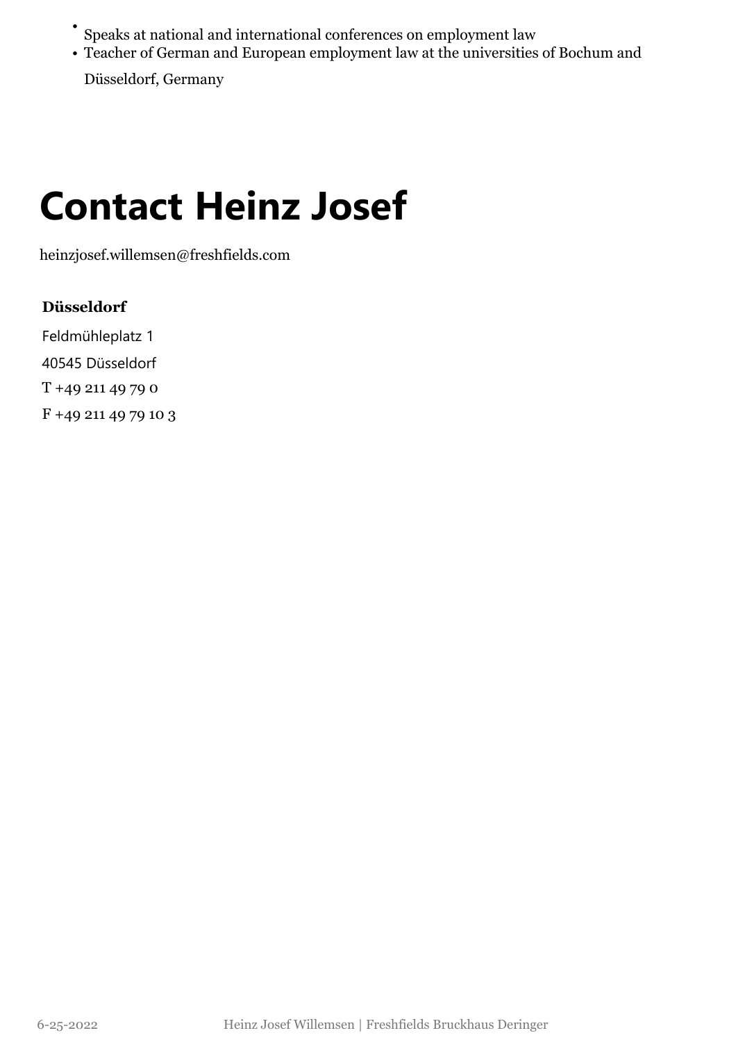- Speaks at national and international conferences on employment law
- Teacher of German and European employment law at the universities of Bochum and Düsseldorf, Germany

# Contact Heinz Josef

heinzjosef.willemsen@freshfields.com

**Düsseldorf**

Feldmühleplatz 1

40545 Düsseldorf

T +49 211 49 79 0

F +49 211 49 79 10 3